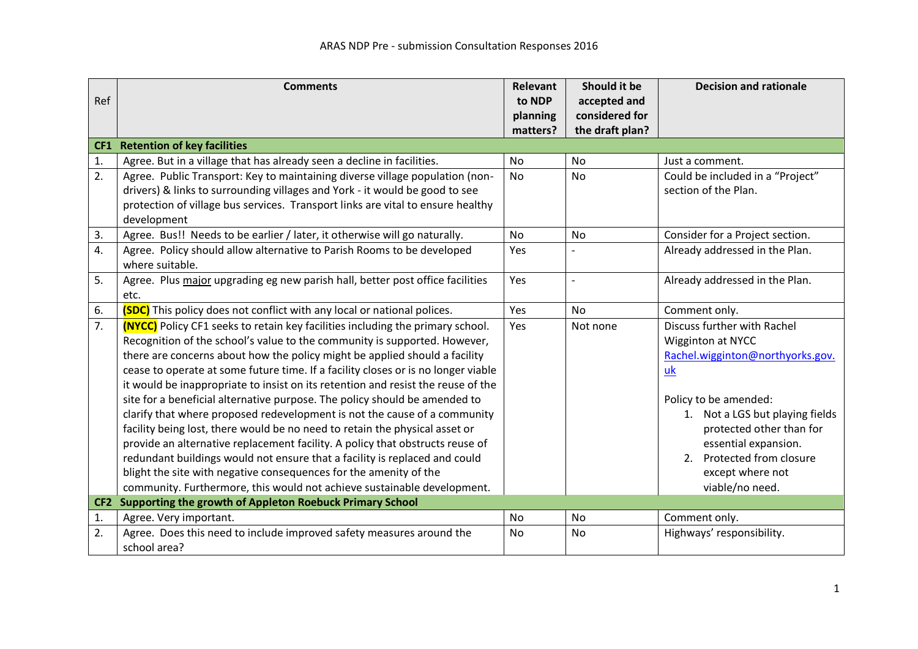# ARAS NDP Pre - submission Consultation Responses 2016

| Ref | Comments | Relevant to NDP planning matters? | Should it be accepted and considered for the draft plan? | Decision and rationale |
|---|---|---|---|---|
| **CF1** | **Retention of key facilities** | | | |
| 1. | Agree. But in a village that has already seen a decline in facilities. | No | No | Just a comment. |
| 2. | Agree. Public Transport: Key to maintaining diverse village population (non-drivers) & links to surrounding villages and York - it would be good to see protection of village bus services. Transport links are vital to ensure healthy development | No | No | Could be included in a "Project" section of the Plan. |
| 3. | Agree. Bus!! Needs to be earlier / later, it otherwise will go naturally. | No | No | Consider for a Project section. |
| 4. | Agree. Policy should allow alternative to Parish Rooms to be developed where suitable. | Yes | - | Already addressed in the Plan. |
| 5. | Agree. Plus major upgrading eg new parish hall, better post office facilities etc. | Yes | - | Already addressed in the Plan. |
| 6. | **(SDC)** This policy does not conflict with any local or national polices. | Yes | No | Comment only. |
| 7. | **(NYCC)** Policy CF1 seeks to retain key facilities including the primary school. Recognition of the school's value to the community is supported. However, there are concerns about how the policy might be applied should a facility cease to operate at some future time. If a facility closes or is no longer viable it would be inappropriate to insist on its retention and resist the reuse of the site for a beneficial alternative purpose. The policy should be amended to clarify that where proposed redevelopment is not the cause of a community facility being lost, there would be no need to retain the physical asset or provide an alternative replacement facility. A policy that obstructs reuse of redundant buildings would not ensure that a facility is replaced and could blight the site with negative consequences for the amenity of the community. Furthermore, this would not achieve sustainable development. | Yes | Not none | Discuss further with Rachel Wigginton at NYCC Rachel.wigginton@northyorks.gov.uk<br><br>Policy to be amended:<br>1. Not a LGS but playing fields protected other than for essential expansion.<br>2. Protected from closure except where not viable/no need. |
| **CF2** | **Supporting the growth of Appleton Roebuck Primary School** | | | |
| 1. | Agree. Very important. | No | No | Comment only. |
| 2. | Agree. Does this need to include improved safety measures around the school area? | No | No | Highways' responsibility. |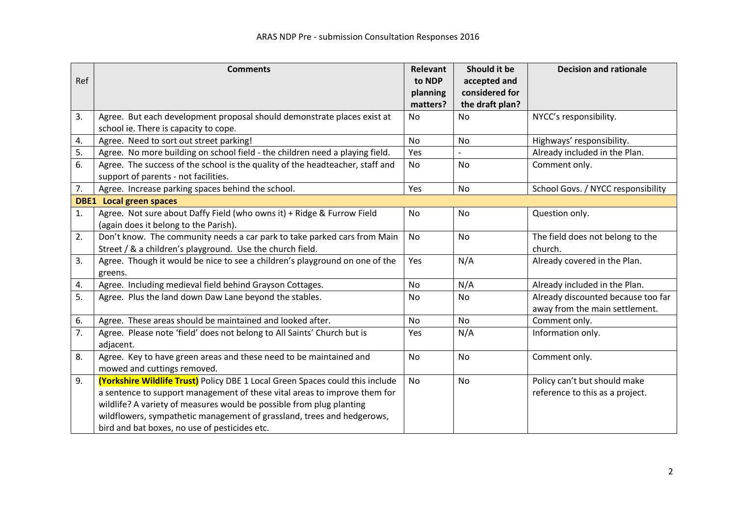| Ref | Comments | Relevant to NDP planning matters? | Should it be accepted and considered for the draft plan? | Decision and rationale |
|---|---|---|---|---|
| 3. | Agree. But each development proposal should demonstrate places exist at school ie. There is capacity to cope. | No | No | NYCC's responsibility. |
| 4. | Agree. Need to sort out street parking! | No | No | Highways' responsibility. |
| 5. | Agree. No more building on school field - the children need a playing field. | Yes | - | Already included in the Plan. |
| 6. | Agree. The success of the school is the quality of the headteacher, staff and support of parents - not facilities. | No | No | Comment only. |
| 7. | Agree. Increase parking spaces behind the school. | Yes | No | School Govs. / NYCC responsibility |
| **DBE1 Local green spaces** | | | | |
| 1. | Agree. Not sure about Daffy Field (who owns it) + Ridge & Furrow Field (again does it belong to the Parish). | No | No | Question only. |
| 2. | Don't know. The community needs a car park to take parked cars from Main Street / & a children's playground. Use the church field. | No | No | The field does not belong to the church. |
| 3. | Agree. Though it would be nice to see a children's playground on one of the greens. | Yes | N/A | Already covered in the Plan. |
| 4. | Agree. Including medieval field behind Grayson Cottages. | No | N/A | Already included in the Plan. |
| 5. | Agree. Plus the land down Daw Lane beyond the stables. | No | No | Already discounted because too far away from the main settlement. |
| 6. | Agree. These areas should be maintained and looked after. | No | No | Comment only. |
| 7. | Agree. Please note 'field' does not belong to All Saints' Church but is adjacent. | Yes | N/A | Information only. |
| 8. | Agree. Key to have green areas and these need to be maintained and mowed and cuttings removed. | No | No | Comment only. |
| 9. | **(Yorkshire Wildlife Trust)** Policy DBE 1 Local Green Spaces could this include a sentence to support management of these vital areas to improve them for wildlife? A variety of measures would be possible from plug planting wildflowers, sympathetic management of grassland, trees and hedgerows, bird and bat boxes, no use of pesticides etc. | No | No | Policy can't but should make reference to this as a project. |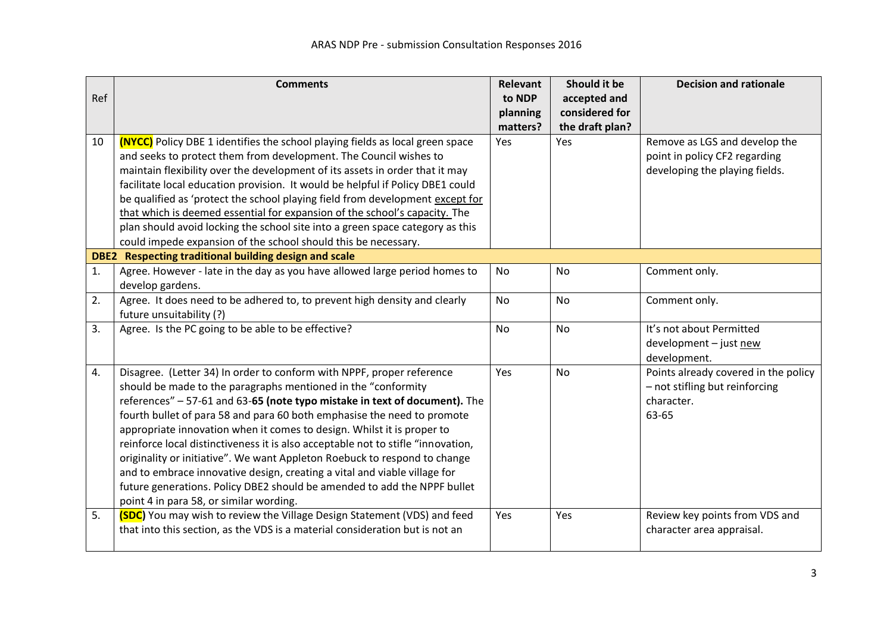| Ref | Comments | Relevant to NDP planning matters? | Should it be accepted and considered for the draft plan? | Decision and rationale |
|---|---|---|---|---|
| 10 | **(NYCC)** Policy DBE 1 identifies the school playing fields as local green space and seeks to protect them from development. The Council wishes to maintain flexibility over the development of its assets in order that it may facilitate local education provision. It would be helpful if Policy DBE1 could be qualified as 'protect the school playing field from development except for that which is deemed essential for expansion of the school's capacity. The plan should avoid locking the school site into a green space category as this could impede expansion of the school should this be necessary. | Yes | Yes | Remove as LGS and develop the point in policy CF2 regarding developing the playing fields. |
| **DBE2 Respecting traditional building design and scale** | | | | |
| 1. | Agree. However - late in the day as you have allowed large period homes to develop gardens. | No | No | Comment only. |
| 2. | Agree. It does need to be adhered to, to prevent high density and clearly future unsuitability (?) | No | No | Comment only. |
| 3. | Agree. Is the PC going to be able to be effective? | No | No | It's not about Permitted development – just new development. |
| 4. | Disagree. (Letter 34) In order to conform with NPPF, proper reference should be made to the paragraphs mentioned in the "conformity references" – 57-61 and 63-**65 (note typo mistake in text of document).** The fourth bullet of para 58 and para 60 both emphasise the need to promote appropriate innovation when it comes to design. Whilst it is proper to reinforce local distinctiveness it is also acceptable not to stifle "innovation, originality or initiative". We want Appleton Roebuck to respond to change and to embrace innovative design, creating a vital and viable village for future generations. Policy DBE2 should be amended to add the NPPF bullet point 4 in para 58, or similar wording. | Yes | No | Points already covered in the policy – not stifling but reinforcing character. 63-65 |
| 5. | **(SDC)** You may wish to review the Village Design Statement (VDS) and feed that into this section, as the VDS is a material consideration but is not an | Yes | Yes | Review key points from VDS and character area appraisal. |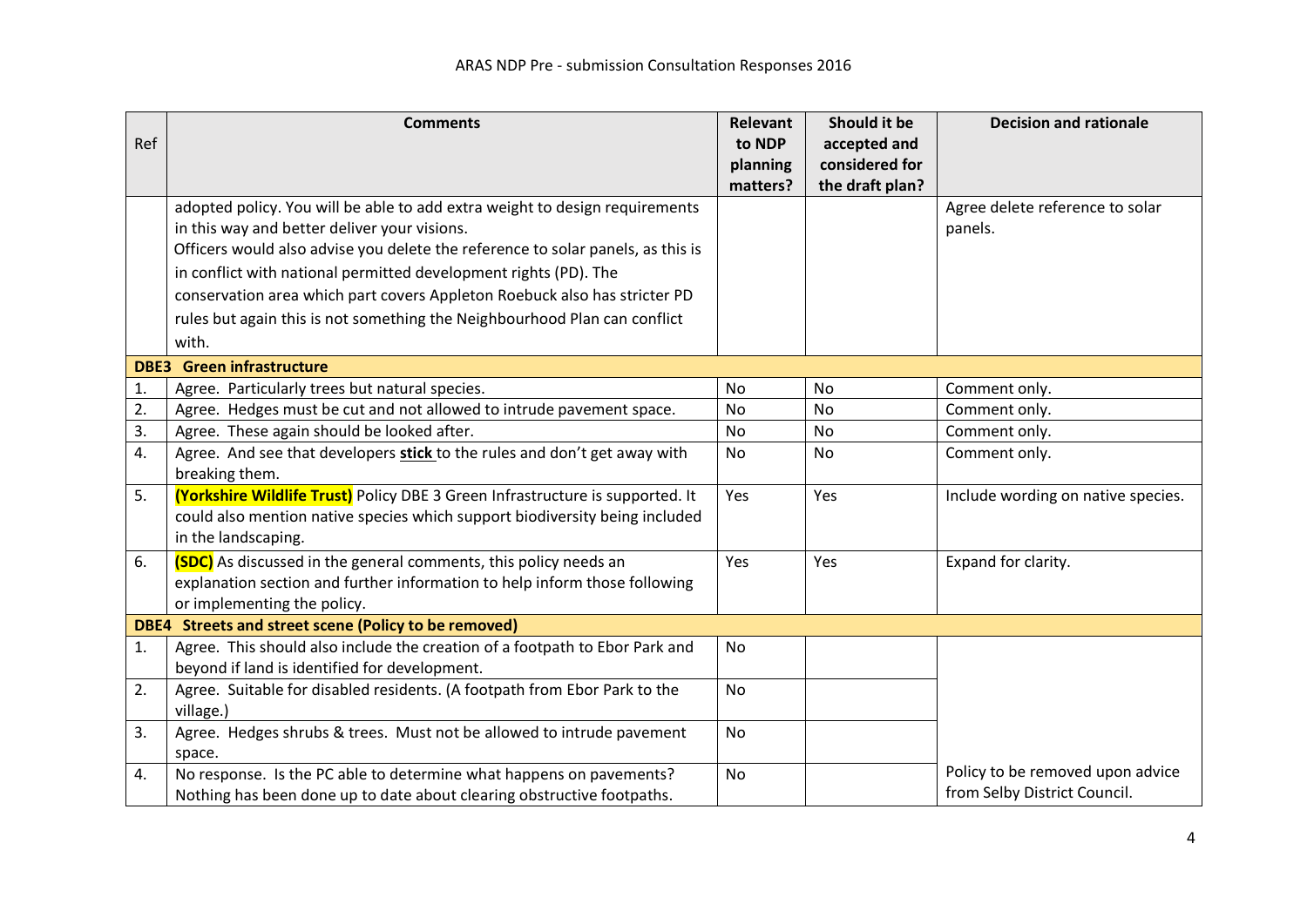| Ref | Comments | Relevant to NDP planning matters? | Should it be accepted and considered for the draft plan? | Decision and rationale |
|---|---|---|---|---|
| | adopted policy. You will be able to add extra weight to design requirements in this way and better deliver your visions. Officers would also advise you delete the reference to solar panels, as this is in conflict with national permitted development rights (PD). The conservation area which part covers Appleton Roebuck also has stricter PD rules but again this is not something the Neighbourhood Plan can conflict with. | | | Agree delete reference to solar panels. |
| **DBE3** | **Green infrastructure** | | | |
| 1. | Agree. Particularly trees but natural species. | No | No | Comment only. |
| 2. | Agree. Hedges must be cut and not allowed to intrude pavement space. | No | No | Comment only. |
| 3. | Agree. These again should be looked after. | No | No | Comment only. |
| 4. | Agree. And see that developers **stick** to the rules and don't get away with breaking them. | No | No | Comment only. |
| 5. | **(Yorkshire Wildlife Trust)** Policy DBE 3 Green Infrastructure is supported. It could also mention native species which support biodiversity being included in the landscaping. | Yes | Yes | Include wording on native species. |
| 6. | **(SDC)** As discussed in the general comments, this policy needs an explanation section and further information to help inform those following or implementing the policy. | Yes | Yes | Expand for clarity. |
| **DBE4** | **Streets and street scene (Policy to be removed)** | | | |
| 1. | Agree. This should also include the creation of a footpath to Ebor Park and beyond if land is identified for development. | No | | |
| 2. | Agree. Suitable for disabled residents. (A footpath from Ebor Park to the village.) | No | | |
| 3. | Agree. Hedges shrubs & trees. Must not be allowed to intrude pavement space. | No | | |
| 4. | No response. Is the PC able to determine what happens on pavements? Nothing has been done up to date about clearing obstructive footpaths. | No | | Policy to be removed upon advice from Selby District Council. |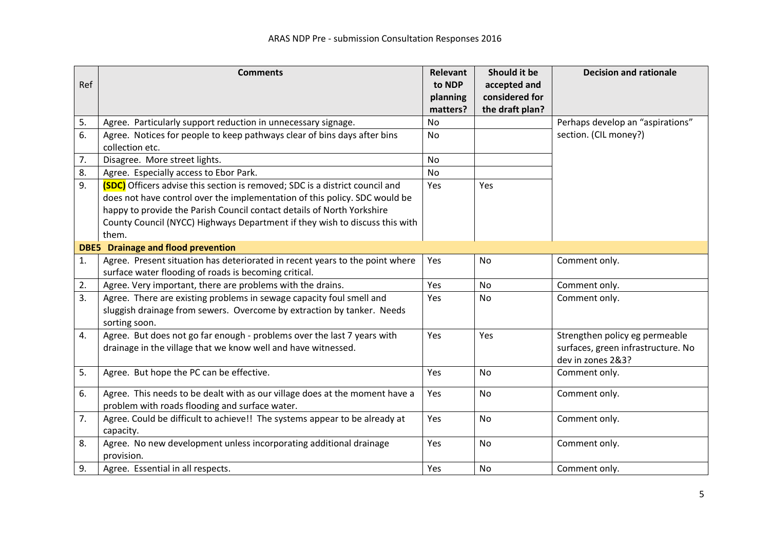ARAS NDP Pre - submission Consultation Responses 2016

| Ref | Comments | Relevant to NDP planning matters? | Should it be accepted and considered for the draft plan? | Decision and rationale |
|---|---|---|---|---|
| 5. | Agree. Particularly support reduction in unnecessary signage. | No | | Perhaps develop an "aspirations" section. (CIL money?) |
| 6. | Agree. Notices for people to keep pathways clear of bins days after bins collection etc. | No | | |
| 7. | Disagree. More street lights. | No | | |
| 8. | Agree. Especially access to Ebor Park. | No | | |
| 9. | **(SDC)** Officers advise this section is removed; SDC is a district council and does not have control over the implementation of this policy. SDC would be happy to provide the Parish Council contact details of North Yorkshire County Council (NYCC) Highways Department if they wish to discuss this with them. | Yes | Yes | |
| **DBE5** | **Drainage and flood prevention** | | | |
| 1. | Agree. Present situation has deteriorated in recent years to the point where surface water flooding of roads is becoming critical. | Yes | No | Comment only. |
| 2. | Agree. Very important, there are problems with the drains. | Yes | No | Comment only. |
| 3. | Agree. There are existing problems in sewage capacity foul smell and sluggish drainage from sewers. Overcome by extraction by tanker. Needs sorting soon. | Yes | No | Comment only. |
| 4. | Agree. But does not go far enough - problems over the last 7 years with drainage in the village that we know well and have witnessed. | Yes | Yes | Strengthen policy eg permeable surfaces, green infrastructure. No dev in zones 2&3? |
| 5. | Agree. But hope the PC can be effective. | Yes | No | Comment only. |
| 6. | Agree. This needs to be dealt with as our village does at the moment have a problem with roads flooding and surface water. | Yes | No | Comment only. |
| 7. | Agree. Could be difficult to achieve!! The systems appear to be already at capacity. | Yes | No | Comment only. |
| 8. | Agree. No new development unless incorporating additional drainage provision. | Yes | No | Comment only. |
| 9. | Agree. Essential in all respects. | Yes | No | Comment only. |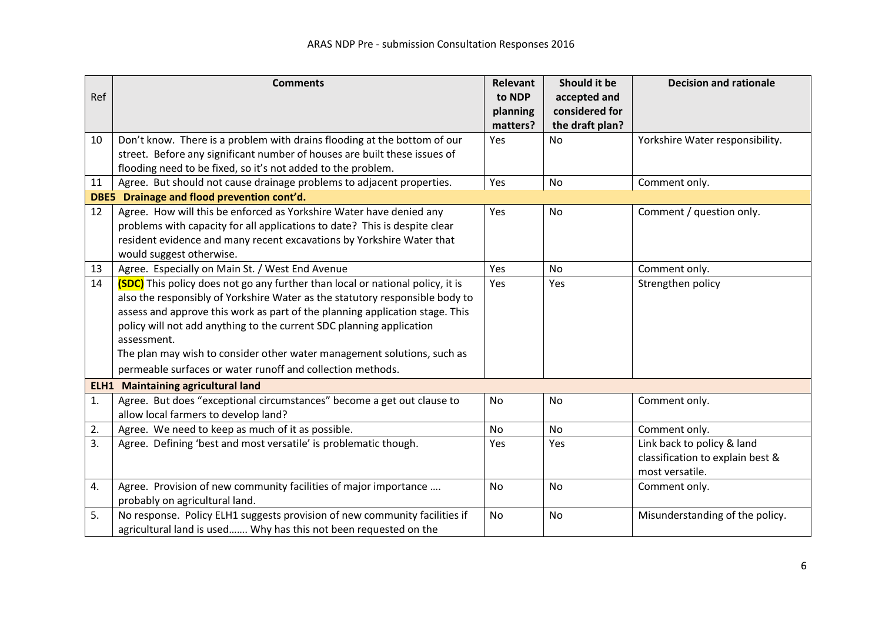| Ref | Comments | Relevant to NDP planning matters? | Should it be accepted and considered for the draft plan? | Decision and rationale |
|---|---|---|---|---|
| 10 | Don't know. There is a problem with drains flooding at the bottom of our street. Before any significant number of houses are built these issues of flooding need to be fixed, so it's not added to the problem. | Yes | No | Yorkshire Water responsibility. |
| 11 | Agree. But should not cause drainage problems to adjacent properties. | Yes | No | Comment only. |
| **DBE5 Drainage and flood prevention cont'd.** | | | | |
| 12 | Agree. How will this be enforced as Yorkshire Water have denied any problems with capacity for all applications to date? This is despite clear resident evidence and many recent excavations by Yorkshire Water that would suggest otherwise. | Yes | No | Comment / question only. |
| 13 | Agree. Especially on Main St. / West End Avenue | Yes | No | Comment only. |
| 14 | **(SDC)** This policy does not go any further than local or national policy, it is also the responsibly of Yorkshire Water as the statutory responsible body to assess and approve this work as part of the planning application stage. This policy will not add anything to the current SDC planning application assessment. The plan may wish to consider other water management solutions, such as permeable surfaces or water runoff and collection methods. | Yes | Yes | Strengthen policy |
| **ELH1 Maintaining agricultural land** | | | | |
| 1. | Agree. But does "exceptional circumstances" become a get out clause to allow local farmers to develop land? | No | No | Comment only. |
| 2. | Agree. We need to keep as much of it as possible. | No | No | Comment only. |
| 3. | Agree. Defining 'best and most versatile' is problematic though. | Yes | Yes | Link back to policy & land classification to explain best & most versatile. |
| 4. | Agree. Provision of new community facilities of major importance …. probably on agricultural land. | No | No | Comment only. |
| 5. | No response. Policy ELH1 suggests provision of new community facilities if agricultural land is used……. Why has this not been requested on the | No | No | Misunderstanding of the policy. |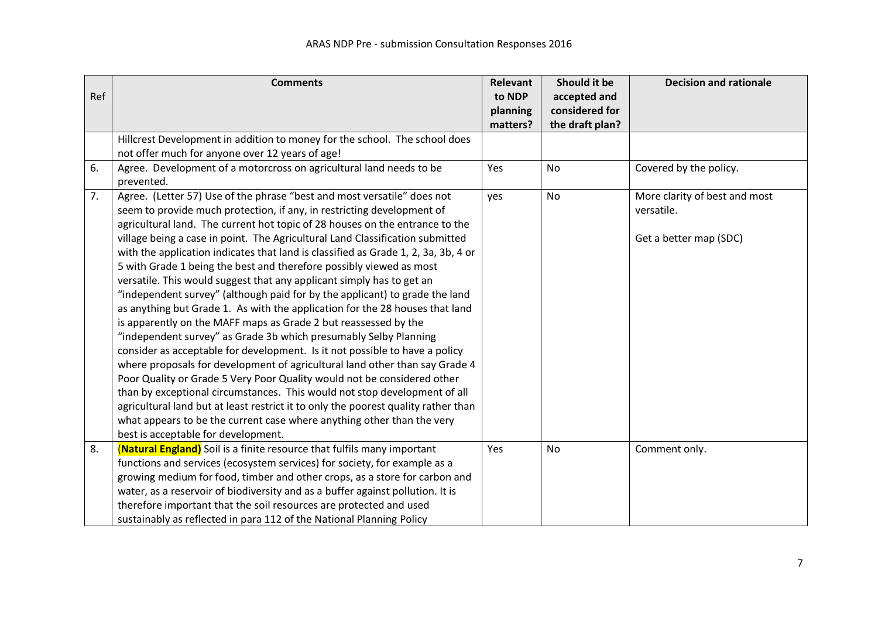| Ref | Comments | Relevant to NDP planning matters? | Should it be accepted and considered for the draft plan? | Decision and rationale |
|---|---|---|---|---|
| | Hillcrest Development in addition to money for the school. The school does not offer much for anyone over 12 years of age! | | | |
| 6. | Agree. Development of a motorcross on agricultural land needs to be prevented. | Yes | No | Covered by the policy. |
| 7. | Agree. (Letter 57) Use of the phrase "best and most versatile" does not seem to provide much protection, if any, in restricting development of agricultural land. The current hot topic of 28 houses on the entrance to the village being a case in point. The Agricultural Land Classification submitted with the application indicates that land is classified as Grade 1, 2, 3a, 3b, 4 or 5 with Grade 1 being the best and therefore possibly viewed as most versatile. This would suggest that any applicant simply has to get an "independent survey" (although paid for by the applicant) to grade the land as anything but Grade 1. As with the application for the 28 houses that land is apparently on the MAFF maps as Grade 2 but reassessed by the "independent survey" as Grade 3b which presumably Selby Planning consider as acceptable for development. Is it not possible to have a policy where proposals for development of agricultural land other than say Grade 4 Poor Quality or Grade 5 Very Poor Quality would not be considered other than by exceptional circumstances. This would not stop development of all agricultural land but at least restrict it to only the poorest quality rather than what appears to be the current case where anything other than the very best is acceptable for development. | yes | No | More clarity of best and most versatile.<br><br>Get a better map (SDC) |
| 8. | **(Natural England)** Soil is a finite resource that fulfils many important functions and services (ecosystem services) for society, for example as a growing medium for food, timber and other crops, as a store for carbon and water, as a reservoir of biodiversity and as a buffer against pollution. It is therefore important that the soil resources are protected and used sustainably as reflected in para 112 of the National Planning Policy | Yes | No | Comment only. |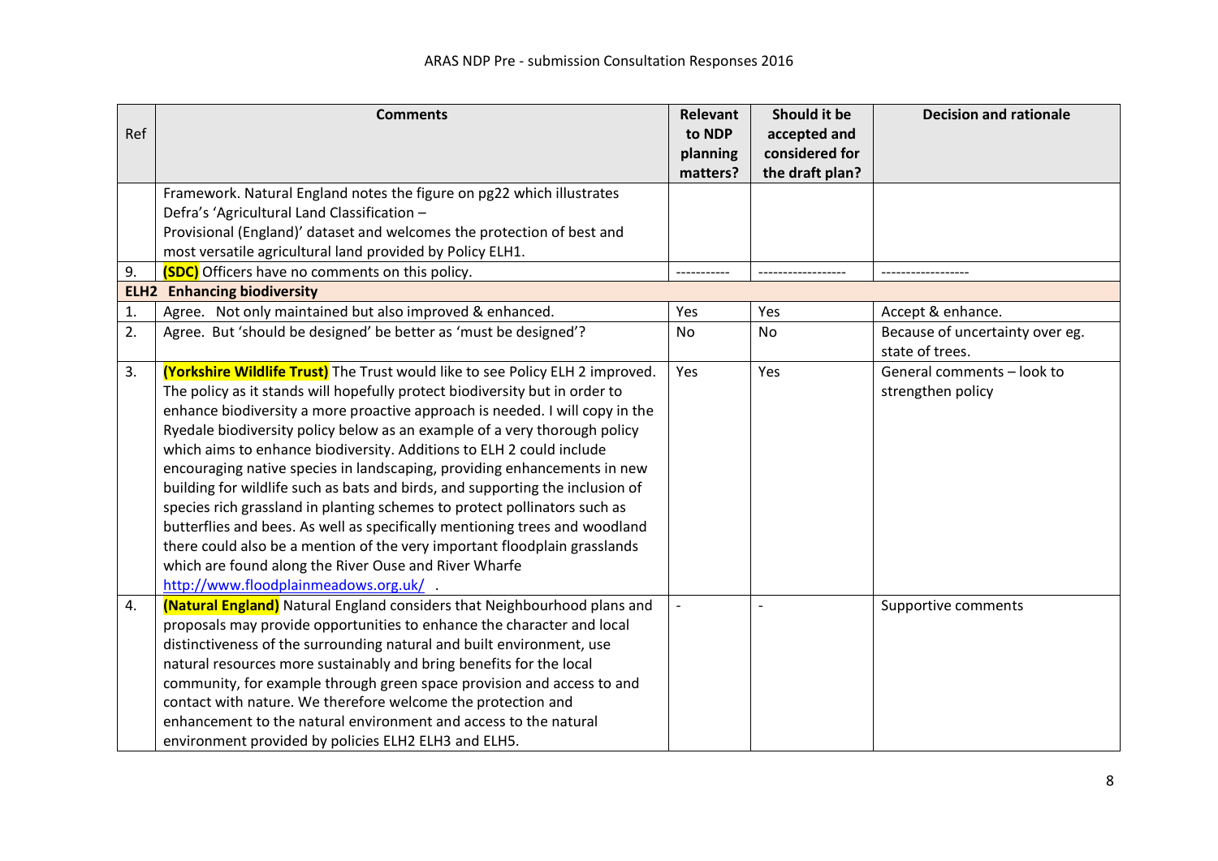| Ref | Comments | Relevant to NDP planning matters? | Should it be accepted and considered for the draft plan? | Decision and rationale |
|---|---|---|---|---|
| | Framework. Natural England notes the figure on pg22 which illustrates Defra's 'Agricultural Land Classification – Provisional (England)' dataset and welcomes the protection of best and most versatile agricultural land provided by Policy ELH1. | | | |
| 9. | **(SDC)** Officers have no comments on this policy. | ----------- | ------------------ | ------------------ |
| **ELH2 Enhancing biodiversity** | | | | |
| 1. | Agree. Not only maintained but also improved & enhanced. | Yes | Yes | Accept & enhance. |
| 2. | Agree. But 'should be designed' be better as 'must be designed'? | No | No | Because of uncertainty over eg. state of trees. |
| 3. | **(Yorkshire Wildlife Trust)** The Trust would like to see Policy ELH 2 improved. The policy as it stands will hopefully protect biodiversity but in order to enhance biodiversity a more proactive approach is needed. I will copy in the Ryedale biodiversity policy below as an example of a very thorough policy which aims to enhance biodiversity. Additions to ELH 2 could include encouraging native species in landscaping, providing enhancements in new building for wildlife such as bats and birds, and supporting the inclusion of species rich grassland in planting schemes to protect pollinators such as butterflies and bees. As well as specifically mentioning trees and woodland there could also be a mention of the very important floodplain grasslands which are found along the River Ouse and River Wharfe http://www.floodplainmeadows.org.uk/ . | Yes | Yes | General comments – look to strengthen policy |
| 4. | **(Natural England)** Natural England considers that Neighbourhood plans and proposals may provide opportunities to enhance the character and local distinctiveness of the surrounding natural and built environment, use natural resources more sustainably and bring benefits for the local community, for example through green space provision and access to and contact with nature. We therefore welcome the protection and enhancement to the natural environment and access to the natural environment provided by policies ELH2 ELH3 and ELH5. | - | - | Supportive comments |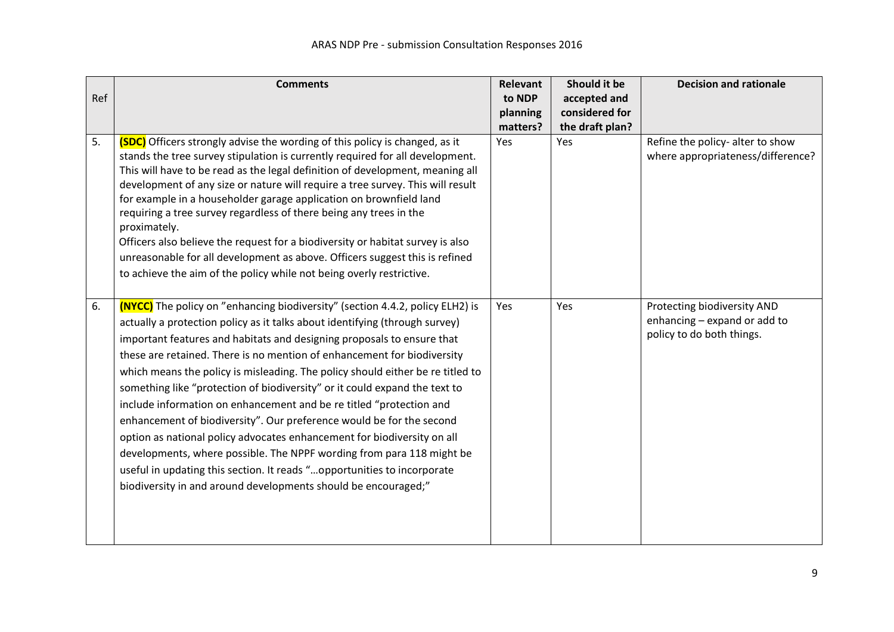| Ref | Comments | Relevant to NDP planning matters? | Should it be accepted and considered for the draft plan? | Decision and rationale |
|---|---|---|---|---|
| 5. | **(SDC)** Officers strongly advise the wording of this policy is changed, as it stands the tree survey stipulation is currently required for all development. This will have to be read as the legal definition of development, meaning all development of any size or nature will require a tree survey. This will result for example in a householder garage application on brownfield land requiring a tree survey regardless of there being any trees in the proximately.<br>Officers also believe the request for a biodiversity or habitat survey is also unreasonable for all development as above. Officers suggest this is refined to achieve the aim of the policy while not being overly restrictive. | Yes | Yes | Refine the policy- alter to show where appropriateness/difference? |
| 6. | **(NYCC)** The policy on "enhancing biodiversity" (section 4.4.2, policy ELH2) is actually a protection policy as it talks about identifying (through survey) important features and habitats and designing proposals to ensure that these are retained. There is no mention of enhancement for biodiversity which means the policy is misleading. The policy should either be re titled to something like "protection of biodiversity" or it could expand the text to include information on enhancement and be re titled "protection and enhancement of biodiversity". Our preference would be for the second option as national policy advocates enhancement for biodiversity on all developments, where possible. The NPPF wording from para 118 might be useful in updating this section. It reads "…opportunities to incorporate biodiversity in and around developments should be encouraged;" | Yes | Yes | Protecting biodiversity AND enhancing – expand or add to policy to do both things. |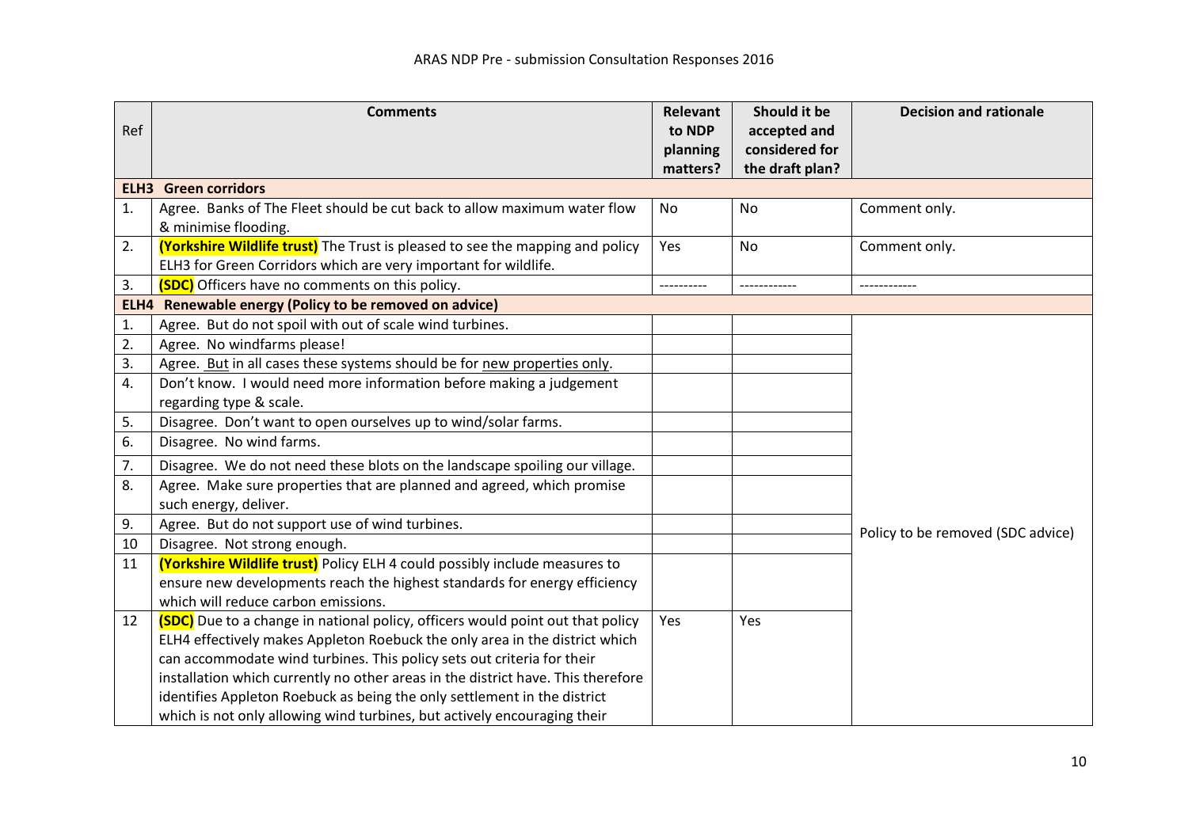| Ref | Comments | Relevant to NDP planning matters? | Should it be accepted and considered for the draft plan? | Decision and rationale |
|---|---|---|---|---|
| **ELH3 Green corridors** | | | | |
| 1. | Agree. Banks of The Fleet should be cut back to allow maximum water flow & minimise flooding. | No | No | Comment only. |
| 2. | **(Yorkshire Wildlife trust)** The Trust is pleased to see the mapping and policy ELH3 for Green Corridors which are very important for wildlife. | Yes | No | Comment only. |
| 3. | **(SDC)** Officers have no comments on this policy. | ---------- | ------------ | ------------ |
| **ELH4 Renewable energy (Policy to be removed on advice)** | | | | |
| 1. | Agree. But do not spoil with out of scale wind turbines. | | | Policy to be removed (SDC advice) |
| 2. | Agree. No windfarms please! | | | |
| 3. | Agree. But in all cases these systems should be for new properties only. | | | |
| 4. | Don't know. I would need more information before making a judgement regarding type & scale. | | | |
| 5. | Disagree. Don't want to open ourselves up to wind/solar farms. | | | |
| 6. | Disagree. No wind farms. | | | |
| 7. | Disagree. We do not need these blots on the landscape spoiling our village. | | | |
| 8. | Agree. Make sure properties that are planned and agreed, which promise such energy, deliver. | | | |
| 9. | Agree. But do not support use of wind turbines. | | | |
| 10 | Disagree. Not strong enough. | | | |
| 11 | **(Yorkshire Wildlife trust)** Policy ELH 4 could possibly include measures to ensure new developments reach the highest standards for energy efficiency which will reduce carbon emissions. | | | |
| 12 | **(SDC)** Due to a change in national policy, officers would point out that policy ELH4 effectively makes Appleton Roebuck the only area in the district which can accommodate wind turbines. This policy sets out criteria for their installation which currently no other areas in the district have. This therefore identifies Appleton Roebuck as being the only settlement in the district which is not only allowing wind turbines, but actively encouraging their | Yes | Yes | |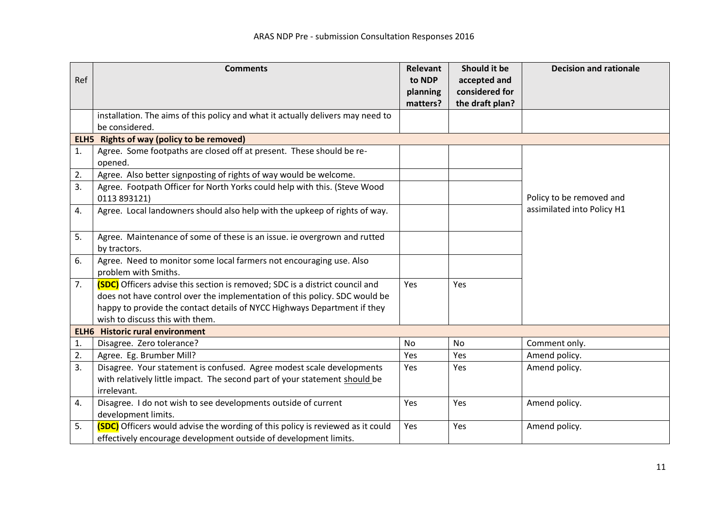| Ref | Comments | Relevant to NDP planning matters? | Should it be accepted and considered for the draft plan? | Decision and rationale |
|---|---|---|---|---|
| | installation. The aims of this policy and what it actually delivers may need to be considered. | | | |
| **ELH5** | **Rights of way (policy to be removed)** | | | |
| 1. | Agree. Some footpaths are closed off at present. These should be re-opened. | | | Policy to be removed and assimilated into Policy H1 |
| 2. | Agree. Also better signposting of rights of way would be welcome. | | | |
| 3. | Agree. Footpath Officer for North Yorks could help with this. (Steve Wood 0113 893121) | | | |
| 4. | Agree. Local landowners should also help with the upkeep of rights of way. | | | |
| 5. | Agree. Maintenance of some of these is an issue. ie overgrown and rutted by tractors. | | | |
| 6. | Agree. Need to monitor some local farmers not encouraging use. Also problem with Smiths. | | | |
| 7. | **(SDC)** Officers advise this section is removed; SDC is a district council and does not have control over the implementation of this policy. SDC would be happy to provide the contact details of NYCC Highways Department if they wish to discuss this with them. | Yes | Yes | |
| **ELH6** | **Historic rural environment** | | | |
| 1. | Disagree. Zero tolerance? | No | No | Comment only. |
| 2. | Agree. Eg. Brumber Mill? | Yes | Yes | Amend policy. |
| 3. | Disagree. Your statement is confused. Agree modest scale developments with relatively little impact. The second part of your statement should be irrelevant. | Yes | Yes | Amend policy. |
| 4. | Disagree. I do not wish to see developments outside of current development limits. | Yes | Yes | Amend policy. |
| 5. | **(SDC)** Officers would advise the wording of this policy is reviewed as it could effectively encourage development outside of development limits. | Yes | Yes | Amend policy. |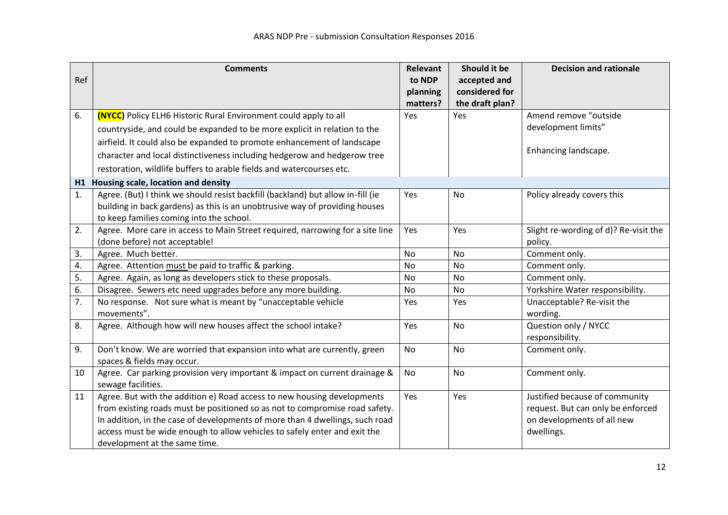| Ref | Comments | Relevant to NDP planning matters? | Should it be accepted and considered for the draft plan? | Decision and rationale |
|---|---|---|---|---|
| 6. | **(NYCC)** Policy ELH6 Historic Rural Environment could apply to all countryside, and could be expanded to be more explicit in relation to the airfield. It could also be expanded to promote enhancement of landscape character and local distinctiveness including hedgerow and hedgerow tree restoration, wildlife buffers to arable fields and watercourses etc. | Yes | Yes | Amend remove "outside development limits"<br><br>Enhancing landscape. |
| **H1** | **Housing scale, location and density** | | | |
| 1. | Agree. (But) I think we should resist backfill (backland) but allow in-fill (ie building in back gardens) as this is an unobtrusive way of providing houses to keep families coming into the school. | Yes | No | Policy already covers this |
| 2. | Agree. More care in access to Main Street required, narrowing for a site line (done before) not acceptable! | Yes | Yes | Slight re-wording of d)? Re-visit the policy. |
| 3. | Agree. Much better. | No | No | Comment only. |
| 4. | Agree. Attention must be paid to traffic & parking. | No | No | Comment only. |
| 5. | Agree. Again, as long as developers stick to these proposals. | No | No | Comment only. |
| 6. | Disagree. Sewers etc need upgrades before any more building. | No | No | Yorkshire Water responsibility. |
| 7. | No response. Not sure what is meant by "unacceptable vehicle movements". | Yes | Yes | Unacceptable? Re-visit the wording. |
| 8. | Agree. Although how will new houses affect the school intake? | Yes | No | Question only / NYCC responsibility. |
| 9. | Don't know. We are worried that expansion into what are currently, green spaces & fields may occur. | No | No | Comment only. |
| 10 | Agree. Car parking provision very important & impact on current drainage & sewage facilities. | No | No | Comment only. |
| 11 | Agree. But with the addition e) Road access to new housing developments from existing roads must be positioned so as not to compromise road safety. In addition, in the case of developments of more than 4 dwellings, such road access must be wide enough to allow vehicles to safely enter and exit the development at the same time. | Yes | Yes | Justified because of community request. But can only be enforced on developments of all new dwellings. |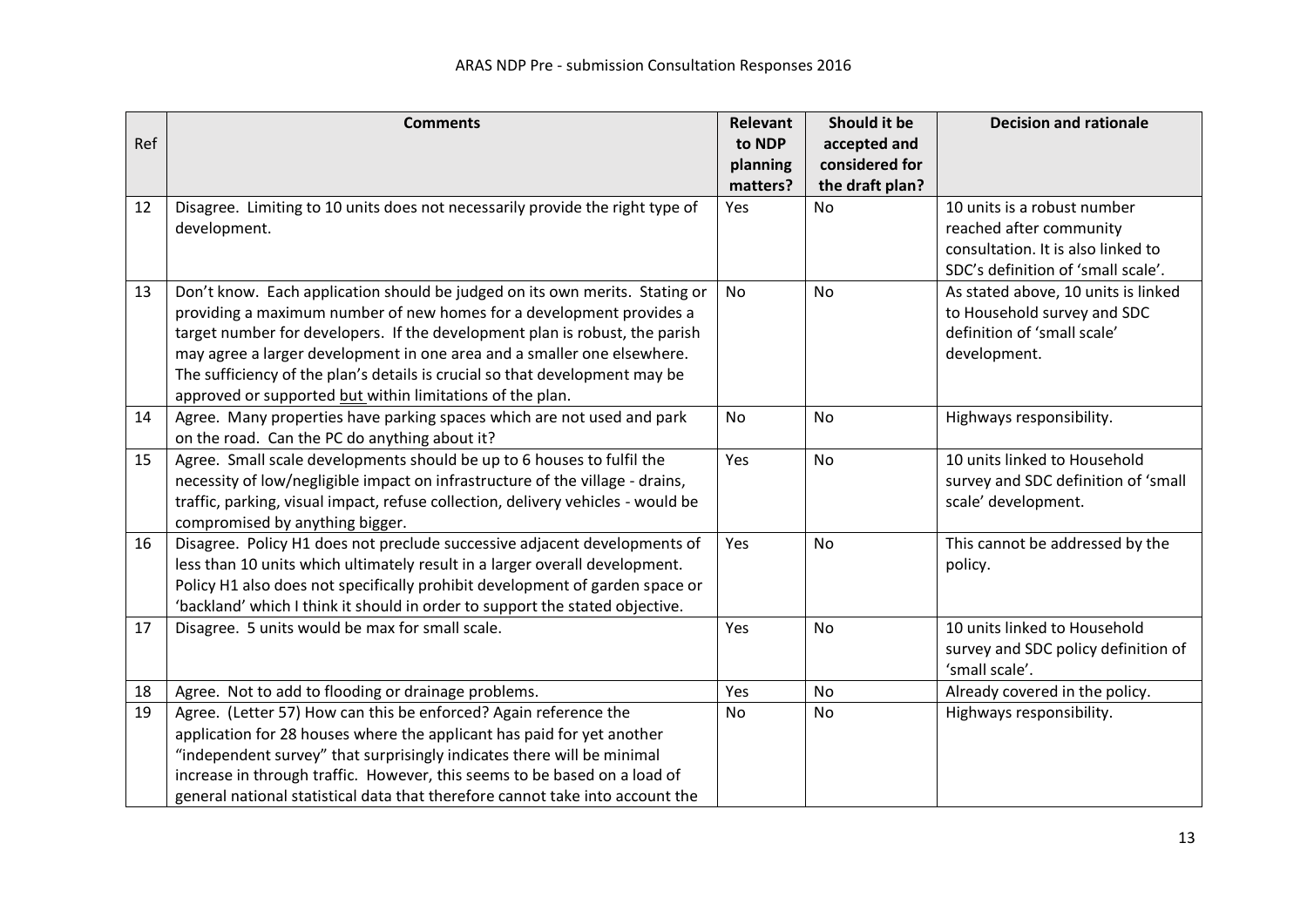| Ref | Comments | Relevant to NDP planning matters? | Should it be accepted and considered for the draft plan? | Decision and rationale |
|---|---|---|---|---|
| 12 | Disagree. Limiting to 10 units does not necessarily provide the right type of development. | Yes | No | 10 units is a robust number reached after community consultation. It is also linked to SDC's definition of 'small scale'. |
| 13 | Don't know. Each application should be judged on its own merits. Stating or providing a maximum number of new homes for a development provides a target number for developers. If the development plan is robust, the parish may agree a larger development in one area and a smaller one elsewhere. The sufficiency of the plan's details is crucial so that development may be approved or supported <u>but</u> within limitations of the plan. | No | No | As stated above, 10 units is linked to Household survey and SDC definition of 'small scale' development. |
| 14 | Agree. Many properties have parking spaces which are not used and park on the road. Can the PC do anything about it? | No | No | Highways responsibility. |
| 15 | Agree. Small scale developments should be up to 6 houses to fulfil the necessity of low/negligible impact on infrastructure of the village - drains, traffic, parking, visual impact, refuse collection, delivery vehicles - would be compromised by anything bigger. | Yes | No | 10 units linked to Household survey and SDC definition of 'small scale' development. |
| 16 | Disagree. Policy H1 does not preclude successive adjacent developments of less than 10 units which ultimately result in a larger overall development. Policy H1 also does not specifically prohibit development of garden space or 'backland' which I think it should in order to support the stated objective. | Yes | No | This cannot be addressed by the policy. |
| 17 | Disagree. 5 units would be max for small scale. | Yes | No | 10 units linked to Household survey and SDC policy definition of 'small scale'. |
| 18 | Agree. Not to add to flooding or drainage problems. | Yes | No | Already covered in the policy. |
| 19 | Agree. (Letter 57) How can this be enforced? Again reference the application for 28 houses where the applicant has paid for yet another "independent survey" that surprisingly indicates there will be minimal increase in through traffic. However, this seems to be based on a load of general national statistical data that therefore cannot take into account the | No | No | Highways responsibility. |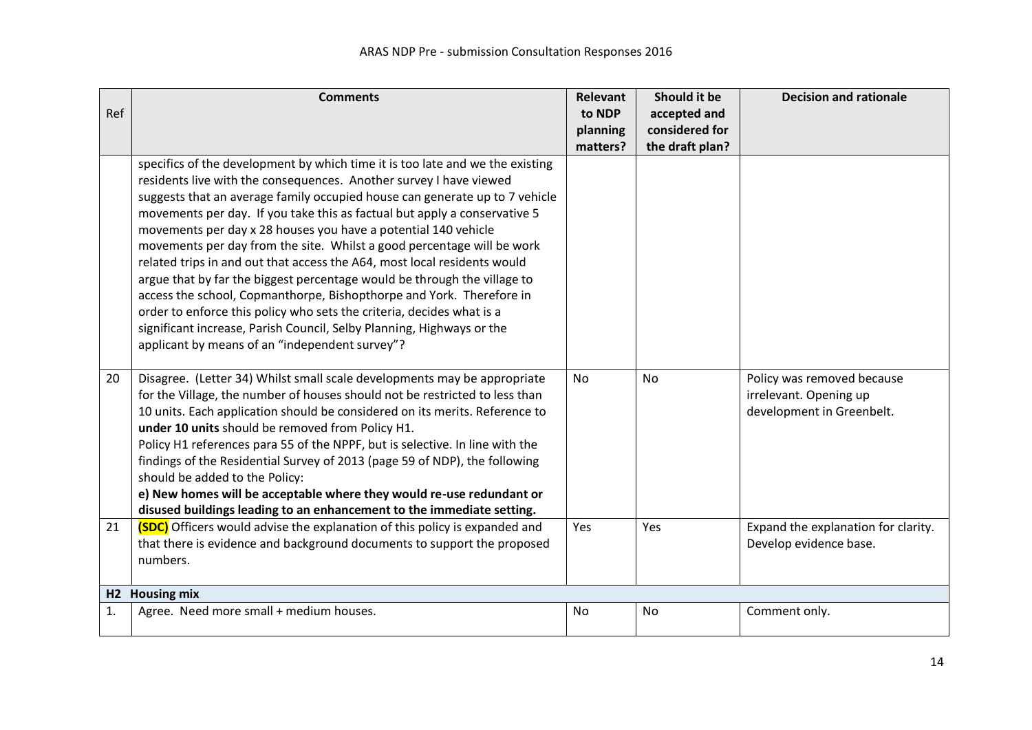| Ref | Comments | Relevant to NDP planning matters? | Should it be accepted and considered for the draft plan? | Decision and rationale |
|---|---|---|---|---|
| | specifics of the development by which time it is too late and we the existing residents live with the consequences. Another survey I have viewed suggests that an average family occupied house can generate up to 7 vehicle movements per day. If you take this as factual but apply a conservative 5 movements per day x 28 houses you have a potential 140 vehicle movements per day from the site. Whilst a good percentage will be work related trips in and out that access the A64, most local residents would argue that by far the biggest percentage would be through the village to access the school, Copmanthorpe, Bishopthorpe and York. Therefore in order to enforce this policy who sets the criteria, decides what is a significant increase, Parish Council, Selby Planning, Highways or the applicant by means of an "independent survey"? | | | |
| 20 | Disagree. (Letter 34) Whilst small scale developments may be appropriate for the Village, the number of houses should not be restricted to less than 10 units. Each application should be considered on its merits. Reference to **under 10 units** should be removed from Policy H1. Policy H1 references para 55 of the NPPF, but is selective. In line with the findings of the Residential Survey of 2013 (page 59 of NDP), the following should be added to the Policy: **e) New homes will be acceptable where they would re-use redundant or disused buildings leading to an enhancement to the immediate setting.** | No | No | Policy was removed because irrelevant. Opening up development in Greenbelt. |
| 21 | **(SDC)** Officers would advise the explanation of this policy is expanded and that there is evidence and background documents to support the proposed numbers. | Yes | Yes | Expand the explanation for clarity. Develop evidence base. |
| **H2 Housing mix** | | | | |
| 1. | Agree. Need more small + medium houses. | No | No | Comment only. |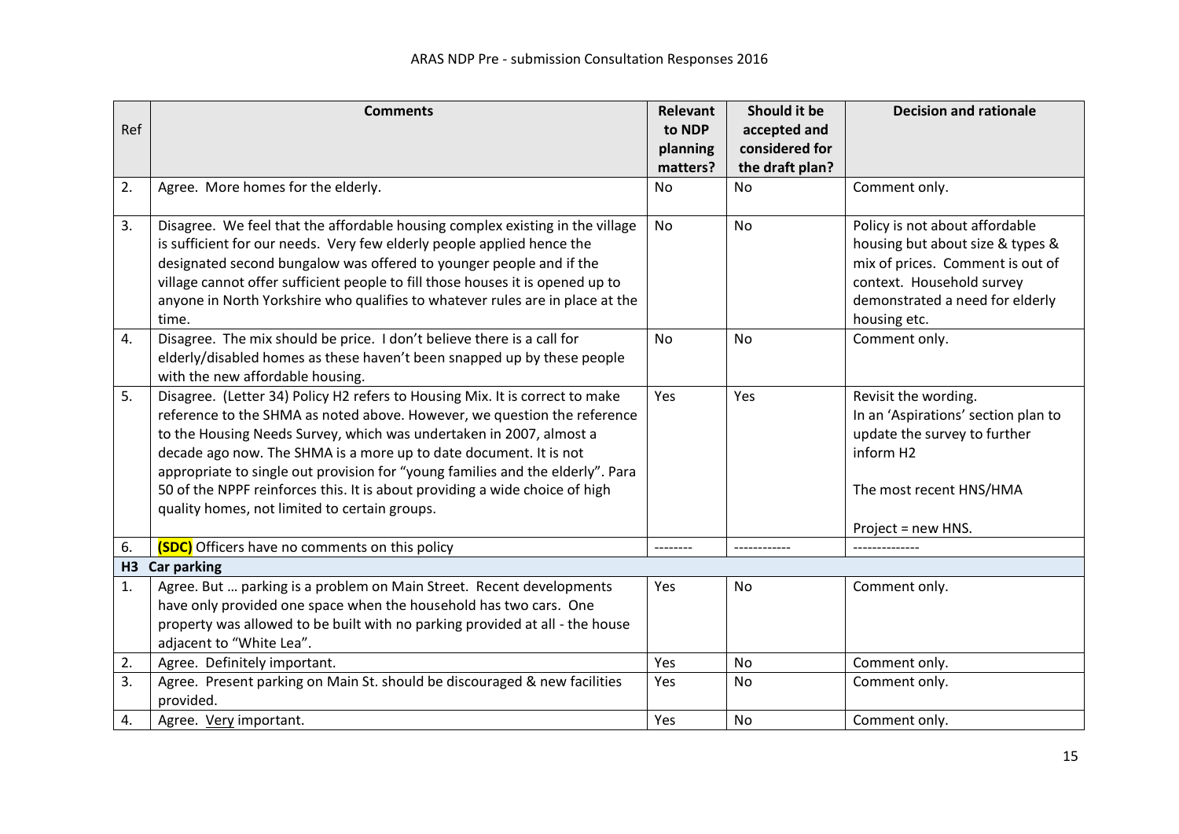| Ref | Comments | Relevant to NDP planning matters? | Should it be accepted and considered for the draft plan? | Decision and rationale |
|---|---|---|---|---|
| 2. | Agree. More homes for the elderly. | No | No | Comment only. |
| 3. | Disagree. We feel that the affordable housing complex existing in the village is sufficient for our needs. Very few elderly people applied hence the designated second bungalow was offered to younger people and if the village cannot offer sufficient people to fill those houses it is opened up to anyone in North Yorkshire who qualifies to whatever rules are in place at the time. | No | No | Policy is not about affordable housing but about size & types & mix of prices. Comment is out of context. Household survey demonstrated a need for elderly housing etc. |
| 4. | Disagree. The mix should be price. I don't believe there is a call for elderly/disabled homes as these haven't been snapped up by these people with the new affordable housing. | No | No | Comment only. |
| 5. | Disagree. (Letter 34) Policy H2 refers to Housing Mix. It is correct to make reference to the SHMA as noted above. However, we question the reference to the Housing Needs Survey, which was undertaken in 2007, almost a decade ago now. The SHMA is a more up to date document. It is not appropriate to single out provision for "young families and the elderly". Para 50 of the NPPF reinforces this. It is about providing a wide choice of high quality homes, not limited to certain groups. | Yes | Yes | Revisit the wording.<br>In an 'Aspirations' section plan to update the survey to further inform H2<br><br>The most recent HNS/HMA<br><br>Project = new HNS. |
| 6. | **(SDC)** Officers have no comments on this policy | -------- | ------------ | -------------- |
| **H3** | **Car parking** | | | |
| 1. | Agree. But … parking is a problem on Main Street. Recent developments have only provided one space when the household has two cars. One property was allowed to be built with no parking provided at all - the house adjacent to "White Lea". | Yes | No | Comment only. |
| 2. | Agree. Definitely important. | Yes | No | Comment only. |
| 3. | Agree. Present parking on Main St. should be discouraged & new facilities provided. | Yes | No | Comment only. |
| 4. | Agree. <u>Very</u> important. | Yes | No | Comment only. |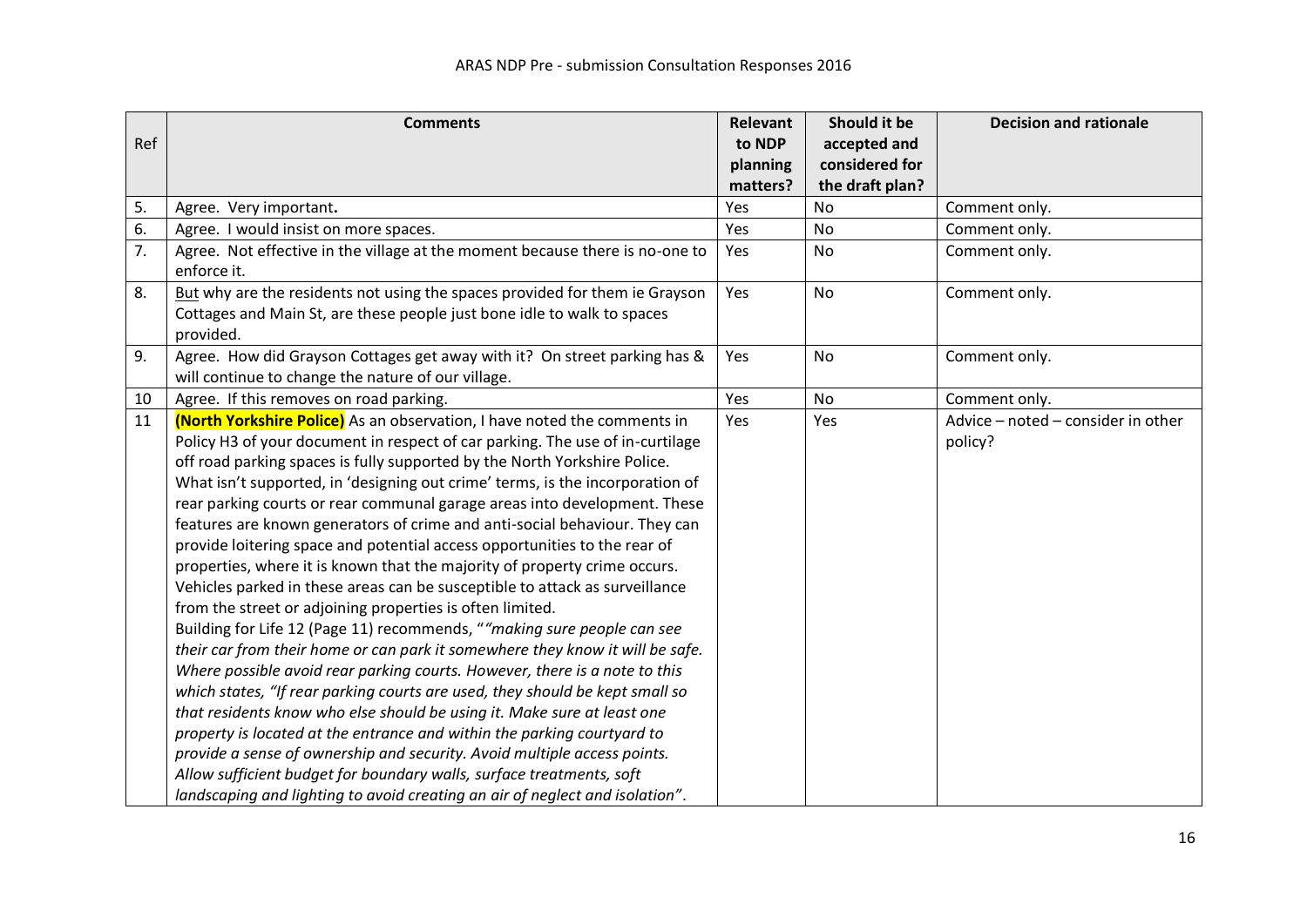| Ref | Comments | Relevant to NDP planning matters? | Should it be accepted and considered for the draft plan? | Decision and rationale |
|---|---|---|---|---|
| 5. | Agree. Very important**.** | Yes | No | Comment only. |
| 6. | Agree. I would insist on more spaces. | Yes | No | Comment only. |
| 7. | Agree. Not effective in the village at the moment because there is no-one to enforce it. | Yes | No | Comment only. |
| 8. | <u>But</u> why are the residents not using the spaces provided for them ie Grayson Cottages and Main St, are these people just bone idle to walk to spaces provided. | Yes | No | Comment only. |
| 9. | Agree. How did Grayson Cottages get away with it? On street parking has & will continue to change the nature of our village. | Yes | No | Comment only. |
| 10 | Agree. If this removes on road parking. | Yes | No | Comment only. |
| 11 | **(North Yorkshire Police)** As an observation, I have noted the comments in Policy H3 of your document in respect of car parking. The use of in-curtilage off road parking spaces is fully supported by the North Yorkshire Police. What isn't supported, in 'designing out crime' terms, is the incorporation of rear parking courts or rear communal garage areas into development. These features are known generators of crime and anti-social behaviour. They can provide loitering space and potential access opportunities to the rear of properties, where it is known that the majority of property crime occurs. Vehicles parked in these areas can be susceptible to attack as surveillance from the street or adjoining properties is often limited. Building for Life 12 (Page 11) recommends, "*"making sure people can see their car from their home or can park it somewhere they know it will be safe. Where possible avoid rear parking courts. However, there is a note to this which states, "If rear parking courts are used, they should be kept small so that residents know who else should be using it. Make sure at least one property is located at the entrance and within the parking courtyard to provide a sense of ownership and security. Avoid multiple access points. Allow sufficient budget for boundary walls, surface treatments, soft landscaping and lighting to avoid creating an air of neglect and isolation"*. | Yes | Yes | Advice – noted – consider in other policy? |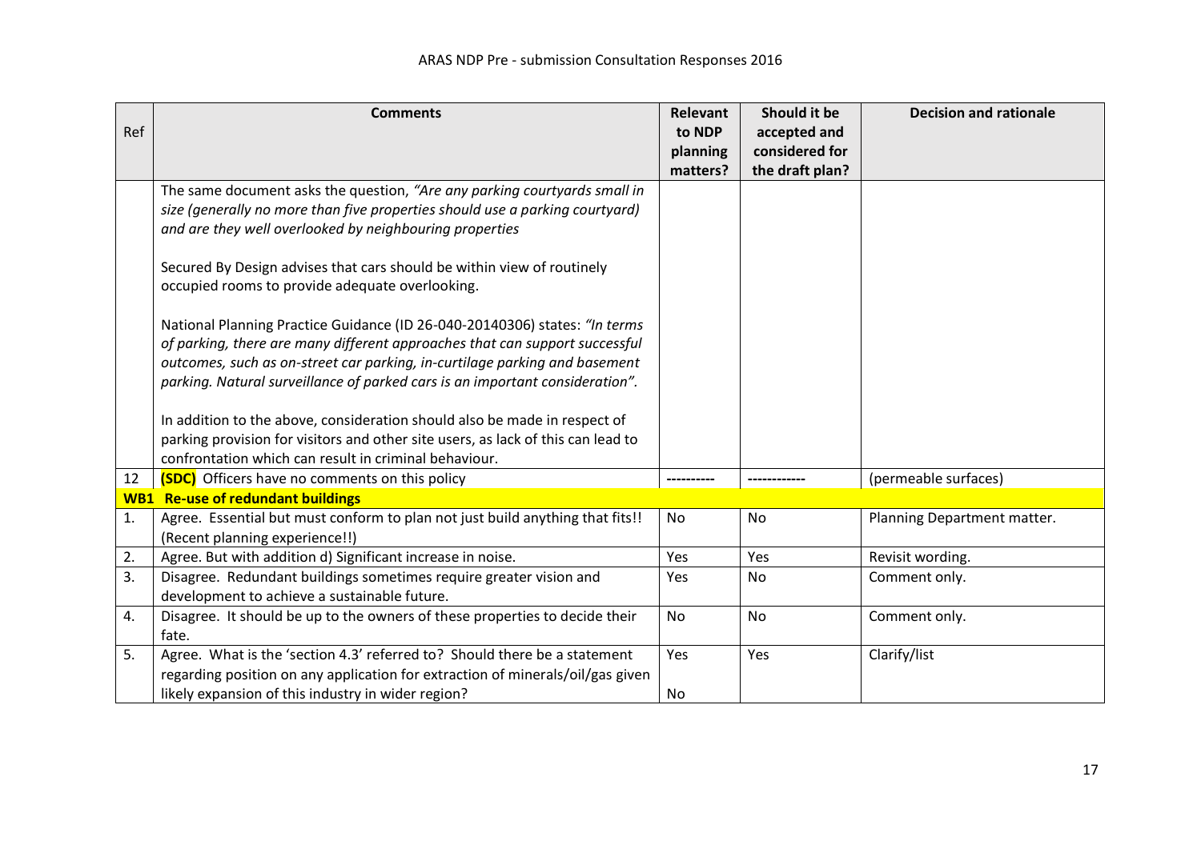| Ref | Comments | Relevant to NDP planning matters? | Should it be accepted and considered for the draft plan? | Decision and rationale |
|---|---|---|---|---|
| | The same document asks the question, *"Are any parking courtyards small in size (generally no more than five properties should use a parking courtyard) and are they well overlooked by neighbouring properties*<br><br>Secured By Design advises that cars should be within view of routinely occupied rooms to provide adequate overlooking.<br><br>National Planning Practice Guidance (ID 26-040-20140306) states: *"In terms of parking, there are many different approaches that can support successful outcomes, such as on-street car parking, in-curtilage parking and basement parking. Natural surveillance of parked cars is an important consideration".*<br><br>In addition to the above, consideration should also be made in respect of parking provision for visitors and other site users, as lack of this can lead to confrontation which can result in criminal behaviour. | | | |
| 12 | **(SDC)** Officers have no comments on this policy | ---------- | ------------ | (permeable surfaces) |
| **WB1** | **Re-use of redundant buildings** | | | |
| 1. | Agree. Essential but must conform to plan not just build anything that fits!! (Recent planning experience!!) | No | No | Planning Department matter. |
| 2. | Agree. But with addition d) Significant increase in noise. | Yes | Yes | Revisit wording. |
| 3. | Disagree. Redundant buildings sometimes require greater vision and development to achieve a sustainable future. | Yes | No | Comment only. |
| 4. | Disagree. It should be up to the owners of these properties to decide their fate. | No | No | Comment only. |
| 5. | Agree. What is the 'section 4.3' referred to? Should there be a statement regarding position on any application for extraction of minerals/oil/gas given likely expansion of this industry in wider region? | Yes<br><br>No | Yes | Clarify/list |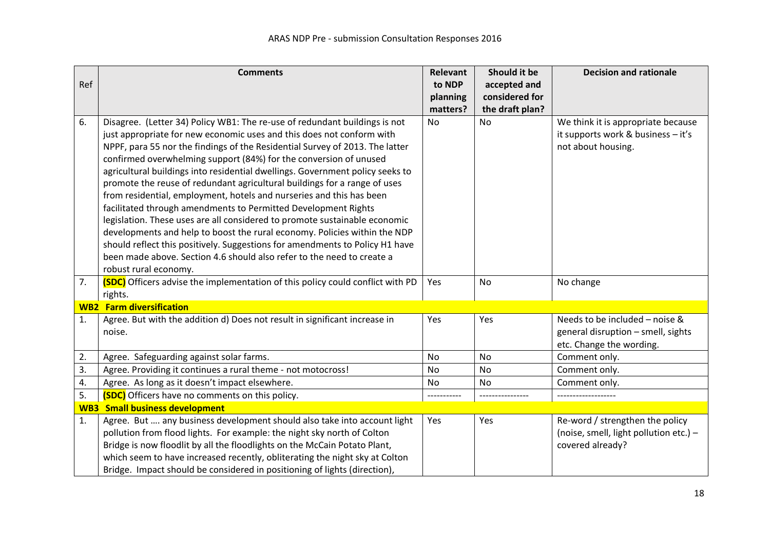| Ref | Comments | Relevant to NDP planning matters? | Should it be accepted and considered for the draft plan? | Decision and rationale |
|---|---|---|---|---|
| 6. | Disagree. (Letter 34) Policy WB1: The re-use of redundant buildings is not just appropriate for new economic uses and this does not conform with NPPF, para 55 nor the findings of the Residential Survey of 2013. The latter confirmed overwhelming support (84%) for the conversion of unused agricultural buildings into residential dwellings. Government policy seeks to promote the reuse of redundant agricultural buildings for a range of uses from residential, employment, hotels and nurseries and this has been facilitated through amendments to Permitted Development Rights legislation. These uses are all considered to promote sustainable economic developments and help to boost the rural economy. Policies within the NDP should reflect this positively. Suggestions for amendments to Policy H1 have been made above. Section 4.6 should also refer to the need to create a robust rural economy. | No | No | We think it is appropriate because it supports work & business – it's not about housing. |
| 7. | **(SDC)** Officers advise the implementation of this policy could conflict with PD rights. | Yes | No | No change |
| **WB2** | **Farm diversification** | | | |
| 1. | Agree. But with the addition d) Does not result in significant increase in noise. | Yes | Yes | Needs to be included – noise & general disruption – smell, sights etc. Change the wording. |
| 2. | Agree. Safeguarding against solar farms. | No | No | Comment only. |
| 3. | Agree. Providing it continues a rural theme - not motocross! | No | No | Comment only. |
| 4. | Agree. As long as it doesn't impact elsewhere. | No | No | Comment only. |
| 5. | **(SDC)** Officers have no comments on this policy. | ----------- | ---------------- | ------------------- |
| **WB3** | **Small business development** | | | |
| 1. | Agree. But …. any business development should also take into account light pollution from flood lights. For example: the night sky north of Colton Bridge is now floodlit by all the floodlights on the McCain Potato Plant, which seem to have increased recently, obliterating the night sky at Colton Bridge. Impact should be considered in positioning of lights (direction), | Yes | Yes | Re-word / strengthen the policy (noise, smell, light pollution etc.) – covered already? |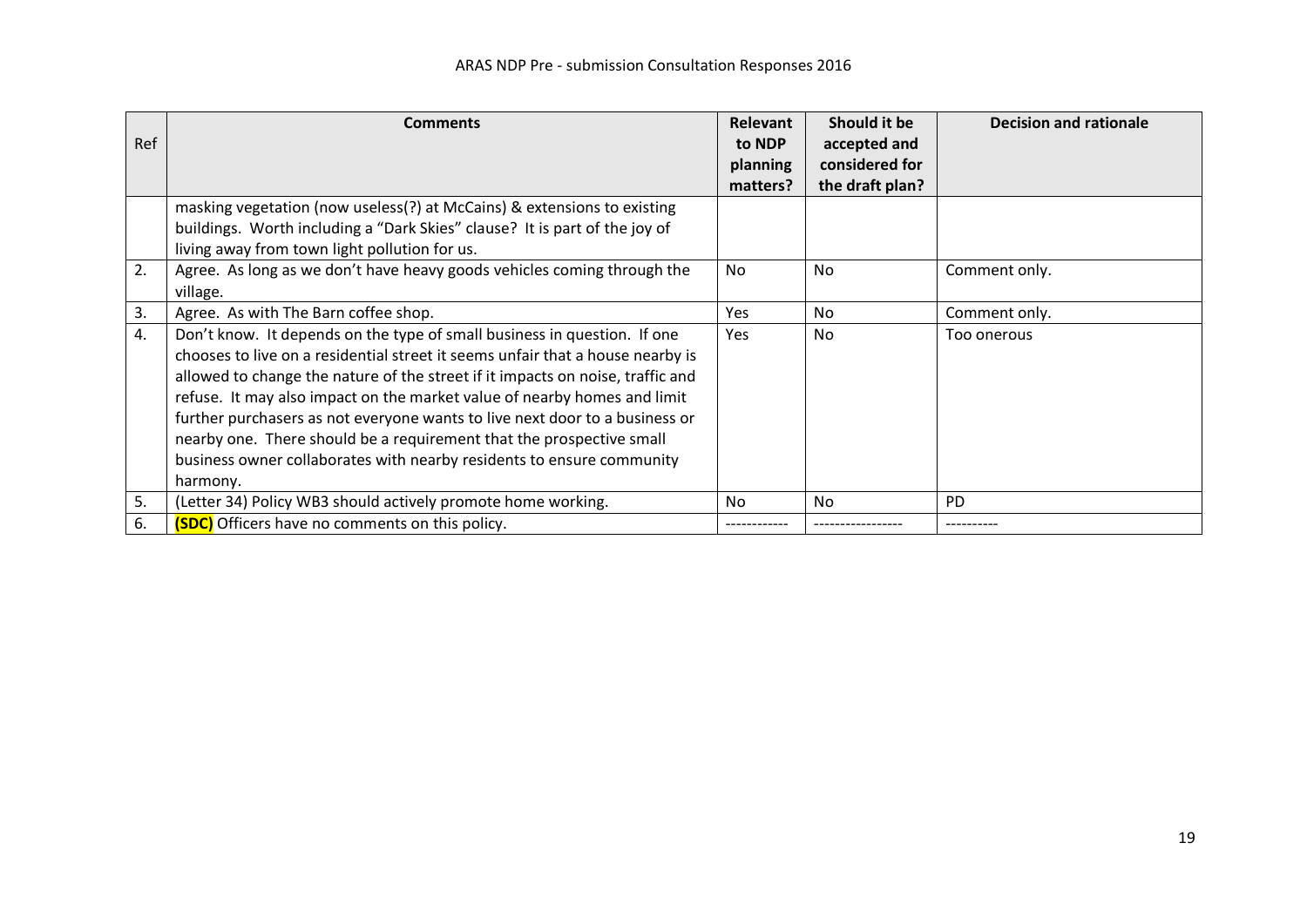| Ref | Comments | Relevant to NDP planning matters? | Should it be accepted and considered for the draft plan? | Decision and rationale |
|---|---|---|---|---|
| | masking vegetation (now useless(?) at McCains) & extensions to existing buildings. Worth including a “Dark Skies” clause? It is part of the joy of living away from town light pollution for us. | | | |
| 2. | Agree. As long as we don’t have heavy goods vehicles coming through the village. | No | No | Comment only. |
| 3. | Agree. As with The Barn coffee shop. | Yes | No | Comment only. |
| 4. | Don’t know. It depends on the type of small business in question. If one chooses to live on a residential street it seems unfair that a house nearby is allowed to change the nature of the street if it impacts on noise, traffic and refuse. It may also impact on the market value of nearby homes and limit further purchasers as not everyone wants to live next door to a business or nearby one. There should be a requirement that the prospective small business owner collaborates with nearby residents to ensure community harmony. | Yes | No | Too onerous |
| 5. | (Letter 34) Policy WB3 should actively promote home working. | No | No | PD |
| 6. | **(SDC)** Officers have no comments on this policy. | ------------ | ----------------- | ---------- |